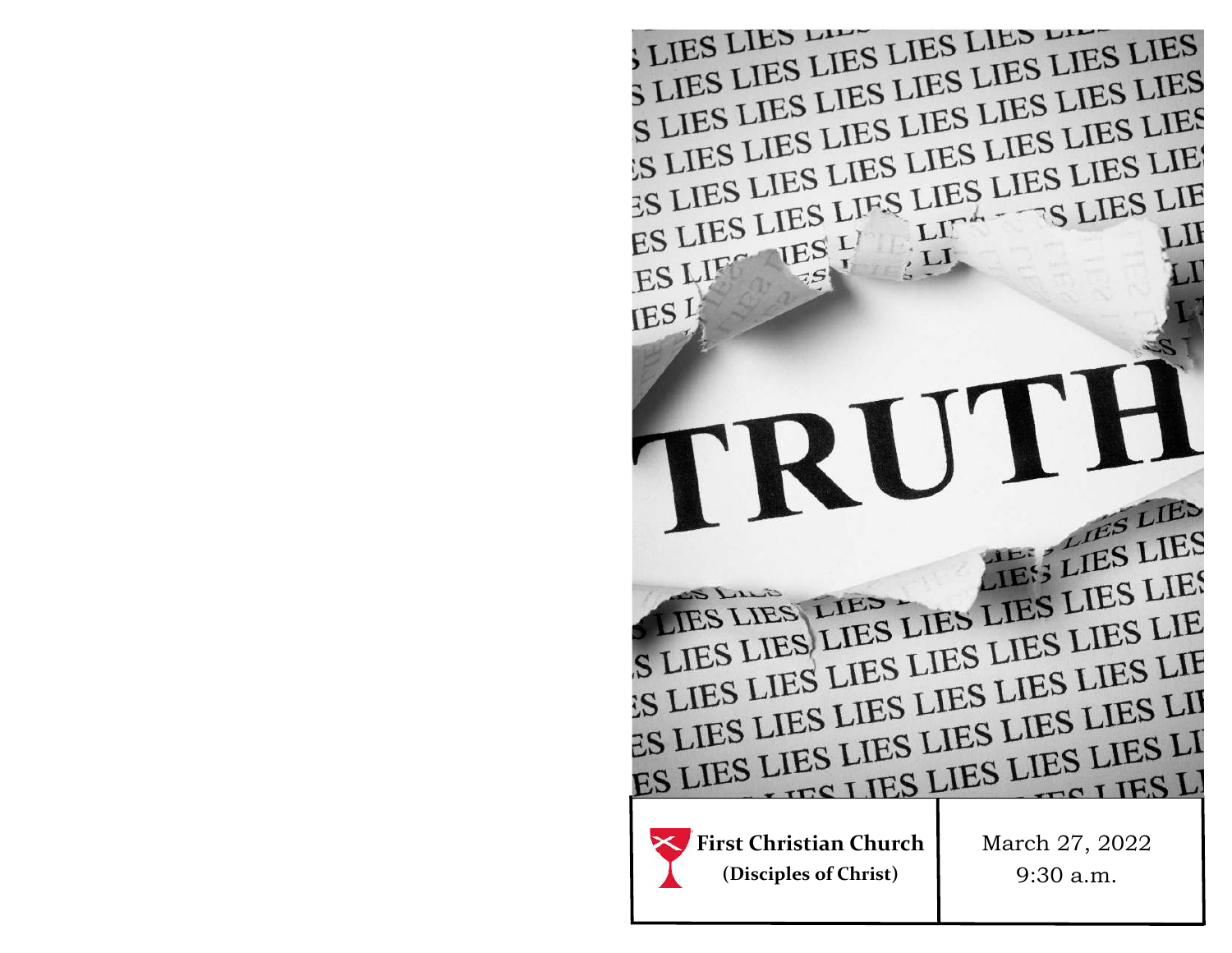TRUTH

**First Christian Church**
**(Disciples of Christ)**

March 27, 2022
9:30 a.m.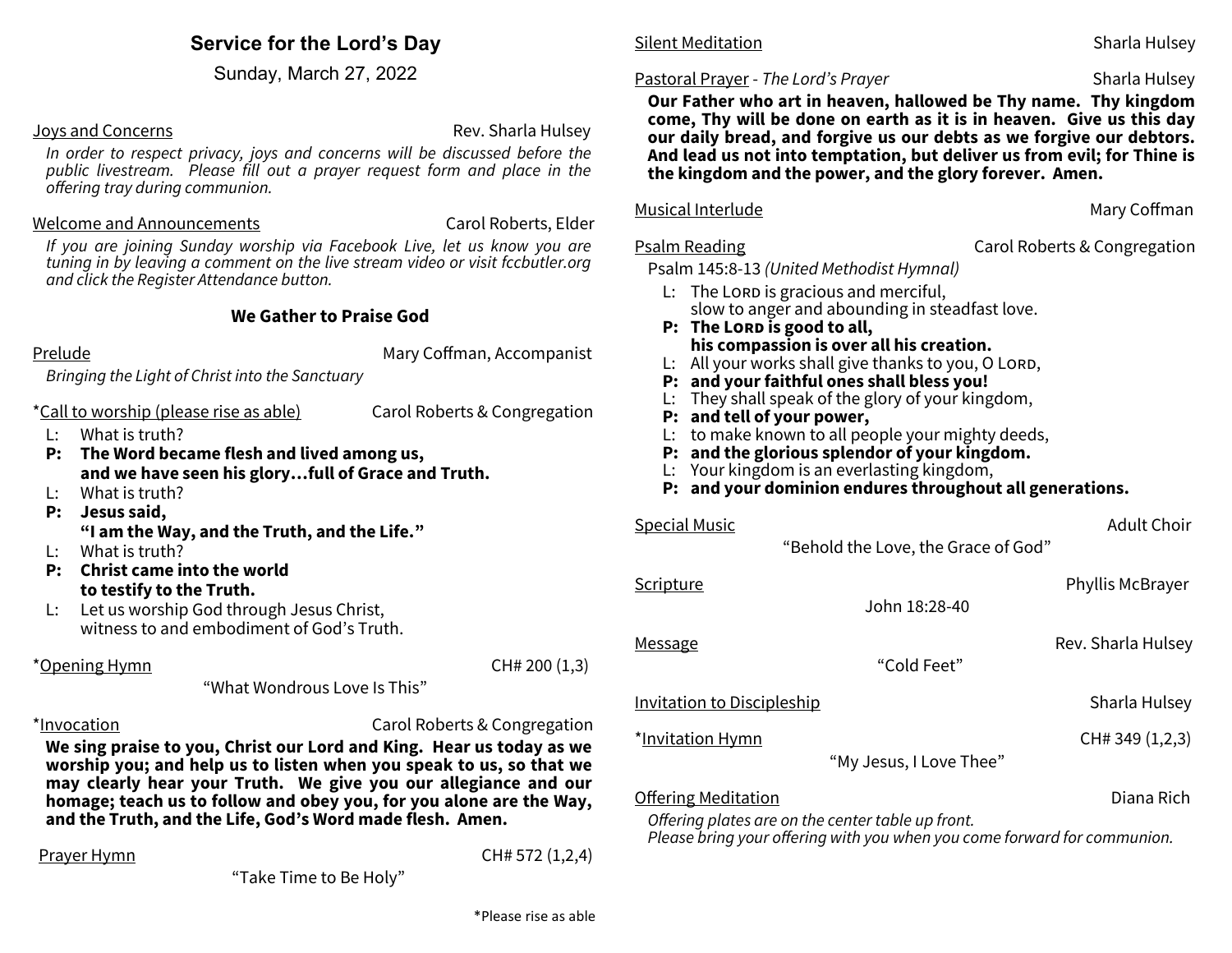## Service for the Lord's Day

Sunday, March 27, 2022

Joys and Concerns — Rev. Sharla Hulsey

*In order to respect privacy, joys and concerns will be discussed before the public livestream. Please fill out a prayer request form and place in the offering tray during communion.*

Welcome and Announcements — Carol Roberts, Elder

*If you are joining Sunday worship via Facebook Live, let us know you are tuning in by leaving a comment on the live stream video or visit fccbutler.org and click the Register Attendance button.*

### We Gather to Praise God

Prelude — Mary Coffman, Accompanist

*Bringing the Light of Christ into the Sanctuary*

*Call to worship (please rise as able) — Carol Roberts & Congregation

L: What is truth?
**P: The Word became flesh and lived among us,
and we have seen his glory…full of Grace and Truth.**
L: What is truth?
**P: Jesus said,
"I am the Way, and the Truth, and the Life."**
L: What is truth?
**P: Christ came into the world
to testify to the Truth.**
L: Let us worship God through Jesus Christ,
witness to and embodiment of God's Truth.

*Opening Hymn — CH# 200 (1,3)

"What Wondrous Love Is This"

*Invocation — Carol Roberts & Congregation

**We sing praise to you, Christ our Lord and King. Hear us today as we worship you; and help us to listen when you speak to us, so that we may clearly hear your Truth. We give you our allegiance and our homage; teach us to follow and obey you, for you alone are the Way, and the Truth, and the Life, God's Word made flesh. Amen.**

Prayer Hymn — CH# 572 (1,2,4)

"Take Time to Be Holy"

Silent Meditation — Sharla Hulsey

Pastoral Prayer - *The Lord's Prayer* — Sharla Hulsey

**Our Father who art in heaven, hallowed be Thy name. Thy kingdom come, Thy will be done on earth as it is in heaven. Give us this day our daily bread, and forgive us our debts as we forgive our debtors. And lead us not into temptation, but deliver us from evil; for Thine is the kingdom and the power, and the glory forever. Amen.**

Musical Interlude — Mary Coffman

Psalm Reading — Carol Roberts & Congregation

Psalm 145:8-13 *(United Methodist Hymnal)*

L: The LORD is gracious and merciful,
slow to anger and abounding in steadfast love.
**P: The LORD is good to all,
his compassion is over all his creation.**
L: All your works shall give thanks to you, O LORD,
**P: and your faithful ones shall bless you!**
L: They shall speak of the glory of your kingdom,
**P: and tell of your power,**
L: to make known to all people your mighty deeds,
**P: and the glorious splendor of your kingdom.**
L: Your kingdom is an everlasting kingdom,
**P: and your dominion endures throughout all generations.**

Special Music — Adult Choir

"Behold the Love, the Grace of God"

Scripture — Phyllis McBrayer

John 18:28-40

Message — Rev. Sharla Hulsey

"Cold Feet"

Invitation to Discipleship — Sharla Hulsey

*Invitation Hymn — CH# 349 (1,2,3)

"My Jesus, I Love Thee"

Offering Meditation — Diana Rich

*Offering plates are on the center table up front.
Please bring your offering with you when you come forward for communion.*

*Please rise as able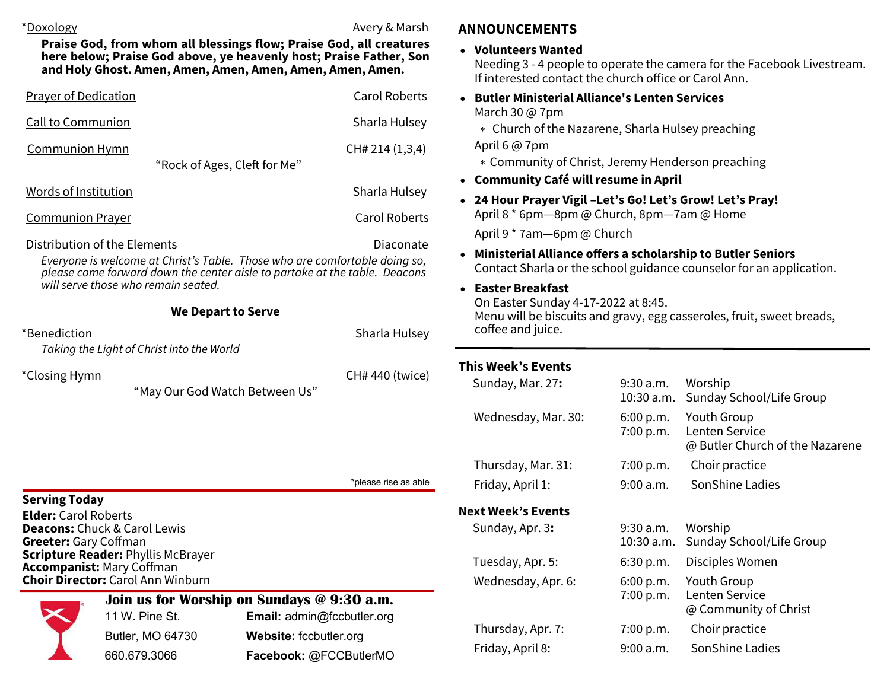*Doxology — Avery & Marsh

**Praise God, from whom all blessings flow; Praise God, all creatures here below; Praise God above, ye heavenly host; Praise Father, Son and Holy Ghost. Amen, Amen, Amen, Amen, Amen, Amen, Amen.**

Prayer of Dedication — Carol Roberts

Call to Communion — Sharla Hulsey

Communion Hymn — CH# 214 (1,3,4)
"Rock of Ages, Cleft for Me"

Words of Institution — Sharla Hulsey

Communion Prayer — Carol Roberts

Distribution of the Elements — Diaconate

*Everyone is welcome at Christ's Table. Those who are comfortable doing so, please come forward down the center aisle to partake at the table. Deacons will serve those who remain seated.*

**We Depart to Serve**

*Benediction — Sharla Hulsey
*Taking the Light of Christ into the World*

*Closing Hymn — CH# 440 (twice)
"May Our God Watch Between Us"

*please rise as able

## Serving Today

**Elder:** Carol Roberts
**Deacons:** Chuck & Carol Lewis
**Greeter:** Gary Coffman
**Scripture Reader:** Phyllis McBrayer
**Accompanist:** Mary Coffman
**Choir Director:** Carol Ann Winburn

**Join us for Worship on Sundays @ 9:30 a.m.**

11 W. Pine St.
Butler, MO 64730
660.679.3066

**Email:** admin@fccbutler.org
**Website:** fccbutler.org
**Facebook:** @FCCButlerMO

## ANNOUNCEMENTS

- **Volunteers Wanted**
  Needing 3 - 4 people to operate the camera for the Facebook Livestream. If interested contact the church office or Carol Ann.
- **Butler Ministerial Alliance's Lenten Services**
  March 30 @ 7pm
  - Church of the Nazarene, Sharla Hulsey preaching

  April 6 @ 7pm
  - Community of Christ, Jeremy Henderson preaching
- **Community Café will resume in April**
- **24 Hour Prayer Vigil –Let's Go! Let's Grow! Let's Pray!**
  April 8 * 6pm—8pm @ Church, 8pm—7am @ Home
  April 9 * 7am—6pm @ Church
- **Ministerial Alliance offers a scholarship to Butler Seniors**
  Contact Sharla or the school guidance counselor for an application.
- **Easter Breakfast**
  On Easter Sunday 4-17-2022 at 8:45.
  Menu will be biscuits and gravy, egg casseroles, fruit, sweet breads, coffee and juice.

## This Week's Events

| | | |
|---|---|---|
| Sunday, Mar. 27: | 9:30 a.m. | Worship |
| | 10:30 a.m. | Sunday School/Life Group |
| Wednesday, Mar. 30: | 6:00 p.m. | Youth Group |
| | 7:00 p.m. | Lenten Service @ Butler Church of the Nazarene |
| Thursday, Mar. 31: | 7:00 p.m. | Choir practice |
| Friday, April 1: | 9:00 a.m. | SonShine Ladies |

## Next Week's Events

| | | |
|---|---|---|
| Sunday, Apr. 3: | 9:30 a.m. | Worship |
| | 10:30 a.m. | Sunday School/Life Group |
| Tuesday, Apr. 5: | 6:30 p.m. | Disciples Women |
| Wednesday, Apr. 6: | 6:00 p.m. | Youth Group |
| | 7:00 p.m. | Lenten Service @ Community of Christ |
| Thursday, Apr. 7: | 7:00 p.m. | Choir practice |
| Friday, April 8: | 9:00 a.m. | SonShine Ladies |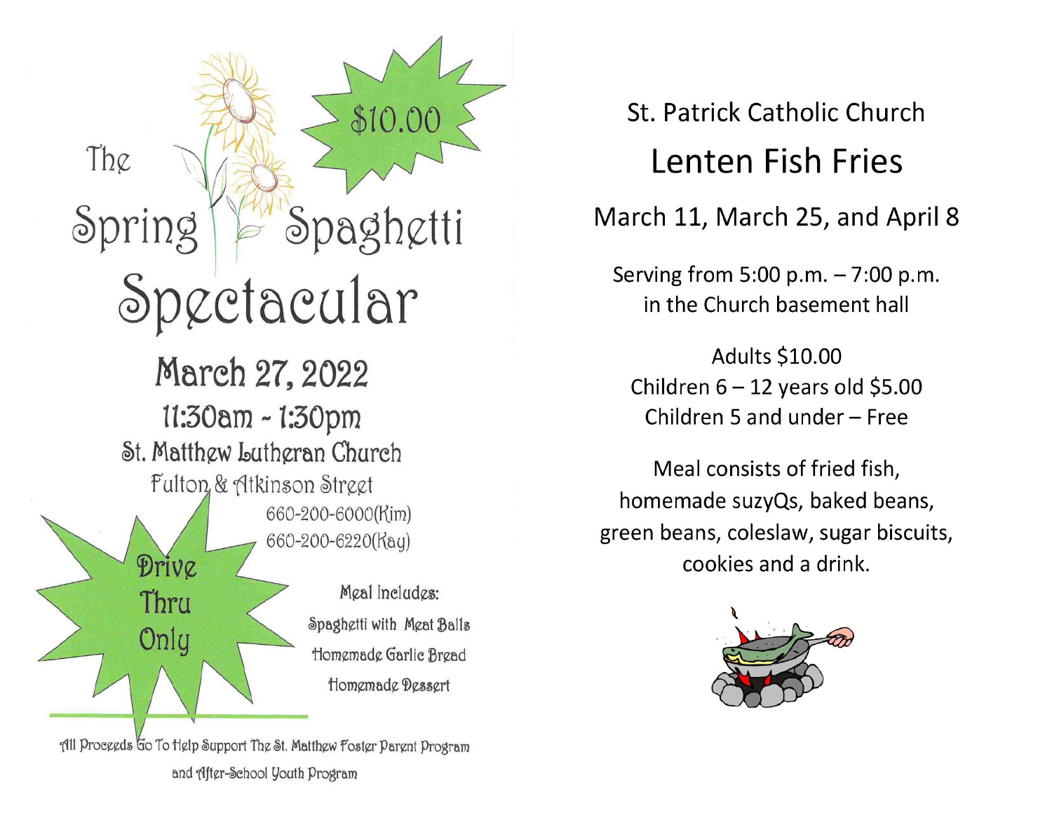# The Spring Spaghetti Spectacular

**$10.00**

## March 27, 2022

11:30am - 1:30pm

St. Matthew Lutheran Church

Fulton & Atkinson Street

660-200-6000(Kim)

660-200-6220(Kay)

**Drive Thru Only**

Meal Includes:

Spaghetti with Meat Balls

Homemade Garlic Bread

Homemade Dessert

All Proceeds Go To Help Support The St. Matthew Foster Parent Program and After-School Youth Program

St. Patrick Catholic Church

# Lenten Fish Fries

March 11, March 25, and April 8

Serving from 5:00 p.m. – 7:00 p.m.
in the Church basement hall

Adults $10.00
Children 6 – 12 years old $5.00
Children 5 and under – Free

Meal consists of fried fish, homemade suzyQs, baked beans, green beans, coleslaw, sugar biscuits, cookies and a drink.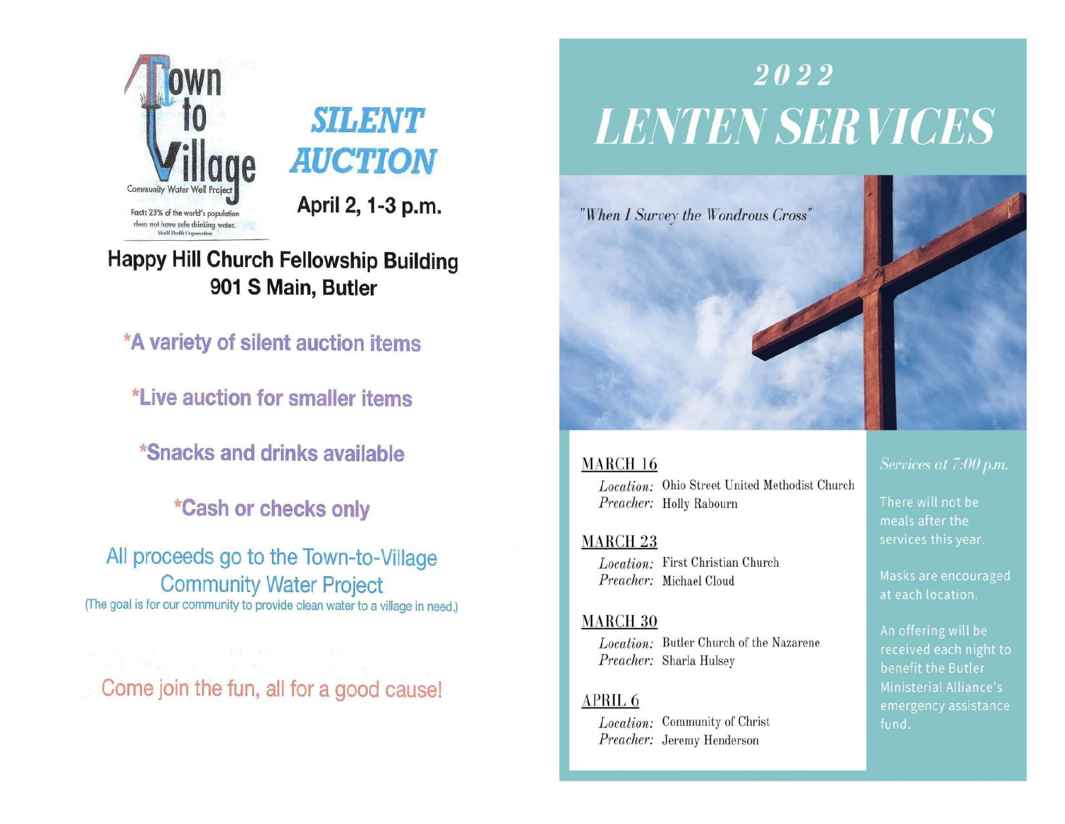Town to Village

Community Water Well Project

Fact: 23% of the world's population does not have safe drinking water.

World Health Organization

# SILENT AUCTION

**April 2, 1-3 p.m.**

**Happy Hill Church Fellowship Building**
**901 S Main, Butler**

*A variety of silent auction items

*Live auction for smaller items

*Snacks and drinks available

*Cash or checks only

All proceeds go to the Town-to-Village Community Water Project
(The goal is for our community to provide clean water to a village in need.)

Come join the fun, all for a good cause!

# 2022 LENTEN SERVICES

*"When I Survey the Wondrous Cross"*

**MARCH 16**
*Location:* Ohio Street United Methodist Church
*Preacher:* Holly Rabourn

**MARCH 23**
*Location:* First Christian Church
*Preacher:* Michael Cloud

**MARCH 30**
*Location:* Butler Church of the Nazarene
*Preacher:* Sharla Hulsey

**APRIL 6**
*Location:* Community of Christ
*Preacher:* Jeremy Henderson

*Services at 7:00 p.m.*

There will not be meals after the services this year.

Masks are encouraged at each location.

An offering will be received each night to benefit the Butler Ministerial Alliance's emergency assistance fund.